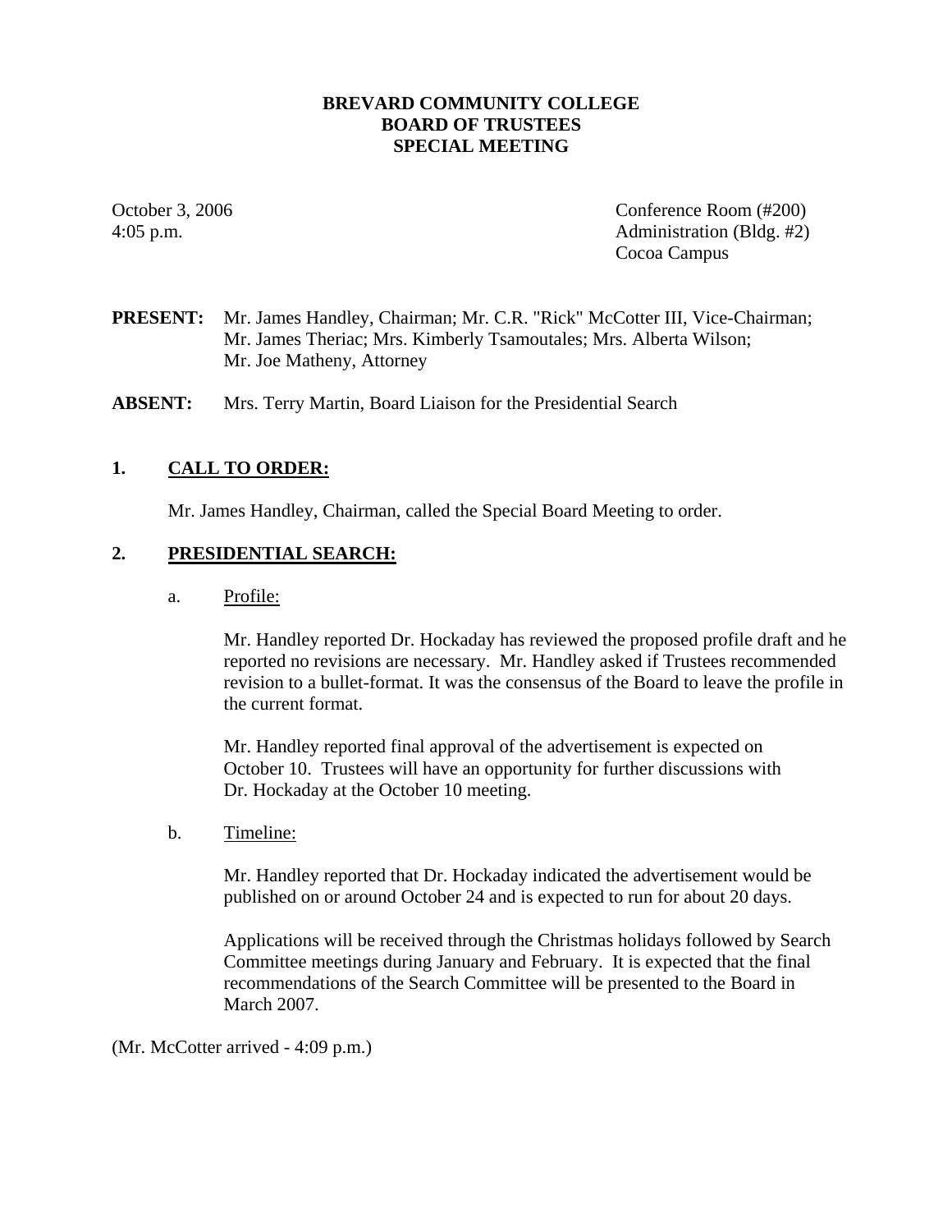# BREVARD COMMUNITY COLLEGE
## BOARD OF TRUSTEES
## SPECIAL MEETING

October 3, 2006
4:05 p.m.

Conference Room (#200)
Administration (Bldg. #2)
Cocoa Campus

**PRESENT:** Mr. James Handley, Chairman; Mr. C.R. "Rick" McCotter III, Vice-Chairman; Mr. James Theriac; Mrs. Kimberly Tsamoutales; Mrs. Alberta Wilson; Mr. Joe Matheny, Attorney

**ABSENT:** Mrs. Terry Martin, Board Liaison for the Presidential Search

### 1. CALL TO ORDER:

Mr. James Handley, Chairman, called the Special Board Meeting to order.

### 2. PRESIDENTIAL SEARCH:

a. Profile:

Mr. Handley reported Dr. Hockaday has reviewed the proposed profile draft and he reported no revisions are necessary. Mr. Handley asked if Trustees recommended revision to a bullet-format. It was the consensus of the Board to leave the profile in the current format.

Mr. Handley reported final approval of the advertisement is expected on October 10. Trustees will have an opportunity for further discussions with Dr. Hockaday at the October 10 meeting.

b. Timeline:

Mr. Handley reported that Dr. Hockaday indicated the advertisement would be published on or around October 24 and is expected to run for about 20 days.

Applications will be received through the Christmas holidays followed by Search Committee meetings during January and February. It is expected that the final recommendations of the Search Committee will be presented to the Board in March 2007.

(Mr. McCotter arrived - 4:09 p.m.)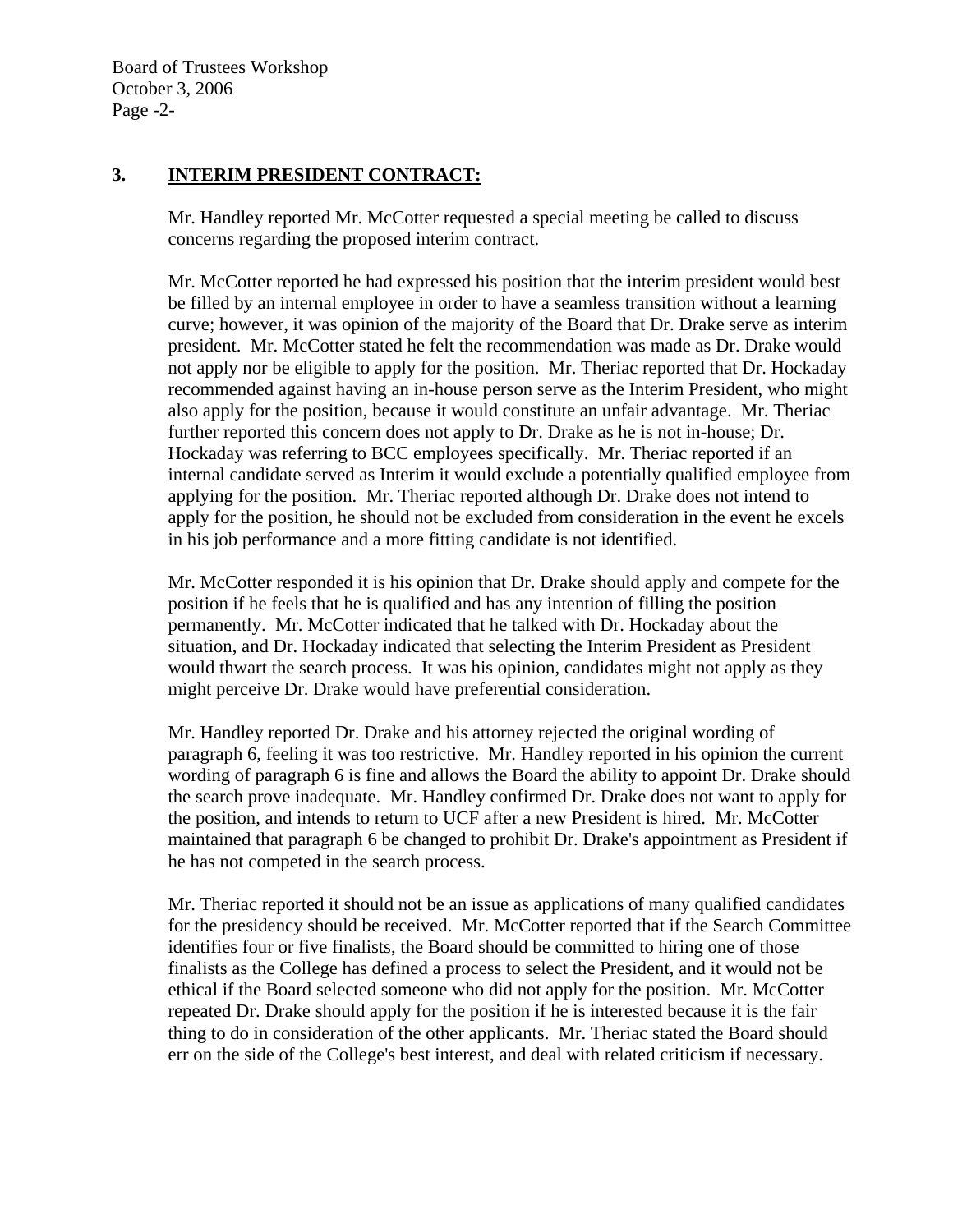## 3. **INTERIM PRESIDENT CONTRACT:**

Mr. Handley reported Mr. McCotter requested a special meeting be called to discuss concerns regarding the proposed interim contract.

Mr. McCotter reported he had expressed his position that the interim president would best be filled by an internal employee in order to have a seamless transition without a learning curve; however, it was opinion of the majority of the Board that Dr. Drake serve as interim president. Mr. McCotter stated he felt the recommendation was made as Dr. Drake would not apply nor be eligible to apply for the position. Mr. Theriac reported that Dr. Hockaday recommended against having an in-house person serve as the Interim President, who might also apply for the position, because it would constitute an unfair advantage. Mr. Theriac further reported this concern does not apply to Dr. Drake as he is not in-house; Dr. Hockaday was referring to BCC employees specifically. Mr. Theriac reported if an internal candidate served as Interim it would exclude a potentially qualified employee from applying for the position. Mr. Theriac reported although Dr. Drake does not intend to apply for the position, he should not be excluded from consideration in the event he excels in his job performance and a more fitting candidate is not identified.

Mr. McCotter responded it is his opinion that Dr. Drake should apply and compete for the position if he feels that he is qualified and has any intention of filling the position permanently. Mr. McCotter indicated that he talked with Dr. Hockaday about the situation, and Dr. Hockaday indicated that selecting the Interim President as President would thwart the search process. It was his opinion, candidates might not apply as they might perceive Dr. Drake would have preferential consideration.

Mr. Handley reported Dr. Drake and his attorney rejected the original wording of paragraph 6, feeling it was too restrictive. Mr. Handley reported in his opinion the current wording of paragraph 6 is fine and allows the Board the ability to appoint Dr. Drake should the search prove inadequate. Mr. Handley confirmed Dr. Drake does not want to apply for the position, and intends to return to UCF after a new President is hired. Mr. McCotter maintained that paragraph 6 be changed to prohibit Dr. Drake's appointment as President if he has not competed in the search process.

Mr. Theriac reported it should not be an issue as applications of many qualified candidates for the presidency should be received. Mr. McCotter reported that if the Search Committee identifies four or five finalists, the Board should be committed to hiring one of those finalists as the College has defined a process to select the President, and it would not be ethical if the Board selected someone who did not apply for the position. Mr. McCotter repeated Dr. Drake should apply for the position if he is interested because it is the fair thing to do in consideration of the other applicants. Mr. Theriac stated the Board should err on the side of the College's best interest, and deal with related criticism if necessary.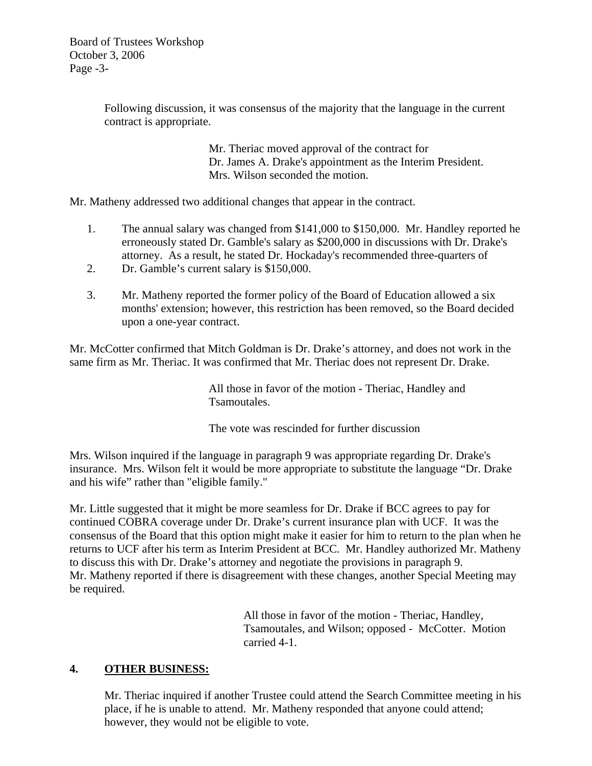Following discussion, it was consensus of the majority that the language in the current contract is appropriate.

> Mr. Theriac moved approval of the contract for Dr. James A. Drake's appointment as the Interim President. Mrs. Wilson seconded the motion.

Mr. Matheny addressed two additional changes that appear in the contract.

1. The annual salary was changed from $141,000 to $150,000. Mr. Handley reported he erroneously stated Dr. Gamble's salary as $200,000 in discussions with Dr. Drake's attorney. As a result, he stated Dr. Hockaday's recommended three-quarters of
2. Dr. Gamble's current salary is $150,000.
3. Mr. Matheny reported the former policy of the Board of Education allowed a six months' extension; however, this restriction has been removed, so the Board decided upon a one-year contract.

Mr. McCotter confirmed that Mitch Goldman is Dr. Drake's attorney, and does not work in the same firm as Mr. Theriac. It was confirmed that Mr. Theriac does not represent Dr. Drake.

> All those in favor of the motion - Theriac, Handley and Tsamoutales.
>
> The vote was rescinded for further discussion

Mrs. Wilson inquired if the language in paragraph 9 was appropriate regarding Dr. Drake's insurance. Mrs. Wilson felt it would be more appropriate to substitute the language "Dr. Drake and his wife" rather than "eligible family."

Mr. Little suggested that it might be more seamless for Dr. Drake if BCC agrees to pay for continued COBRA coverage under Dr. Drake's current insurance plan with UCF. It was the consensus of the Board that this option might make it easier for him to return to the plan when he returns to UCF after his term as Interim President at BCC. Mr. Handley authorized Mr. Matheny to discuss this with Dr. Drake's attorney and negotiate the provisions in paragraph 9. Mr. Matheny reported if there is disagreement with these changes, another Special Meeting may be required.

> All those in favor of the motion - Theriac, Handley, Tsamoutales, and Wilson; opposed - McCotter. Motion carried 4-1.

## 4. OTHER BUSINESS:

Mr. Theriac inquired if another Trustee could attend the Search Committee meeting in his place, if he is unable to attend. Mr. Matheny responded that anyone could attend; however, they would not be eligible to vote.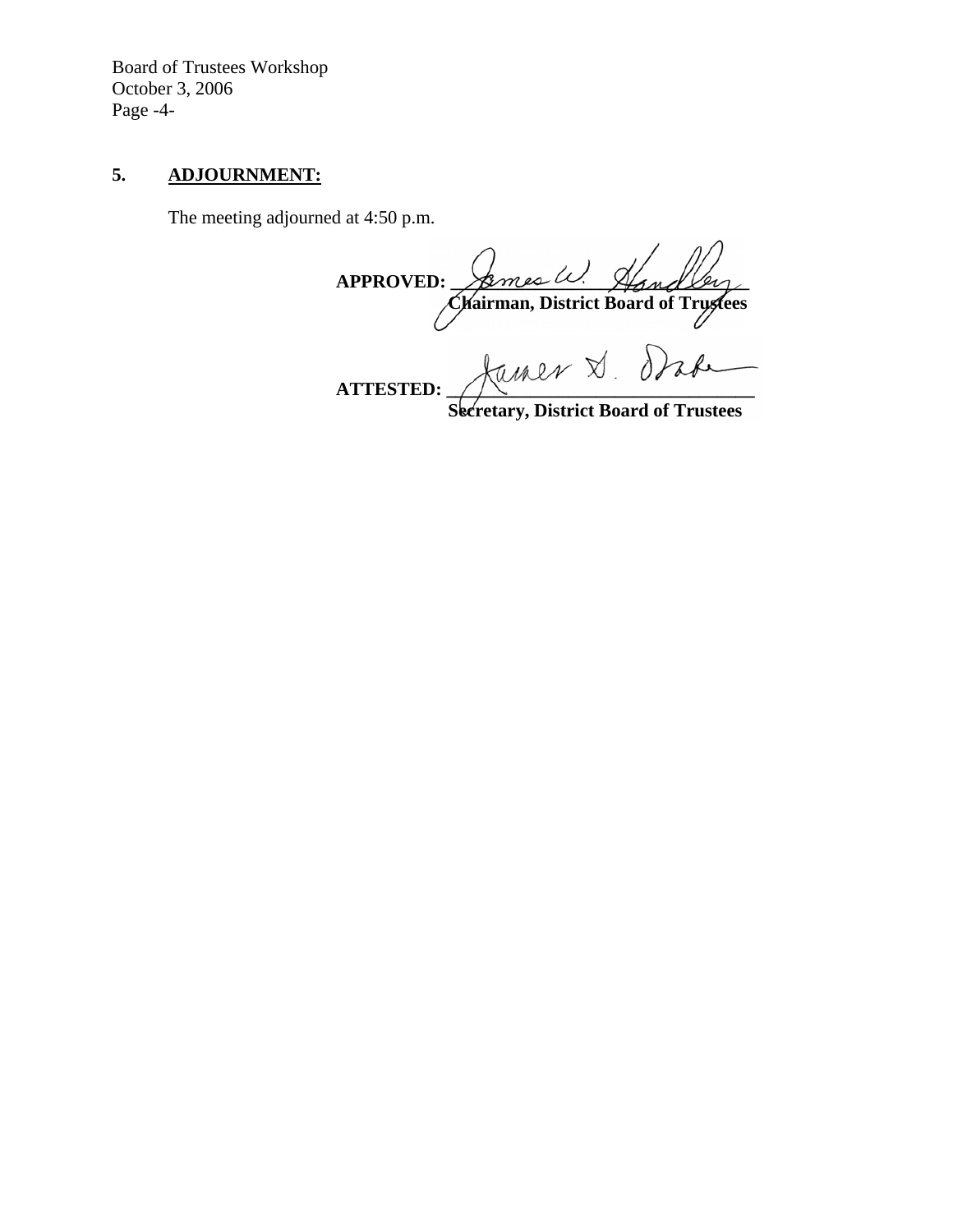## 5. ADJOURNMENT:

The meeting adjourned at 4:50 p.m.

**APPROVED:** James W. Handley
**Chairman, District Board of Trustees**

**ATTESTED:** James D. Drake
**Secretary, District Board of Trustees**